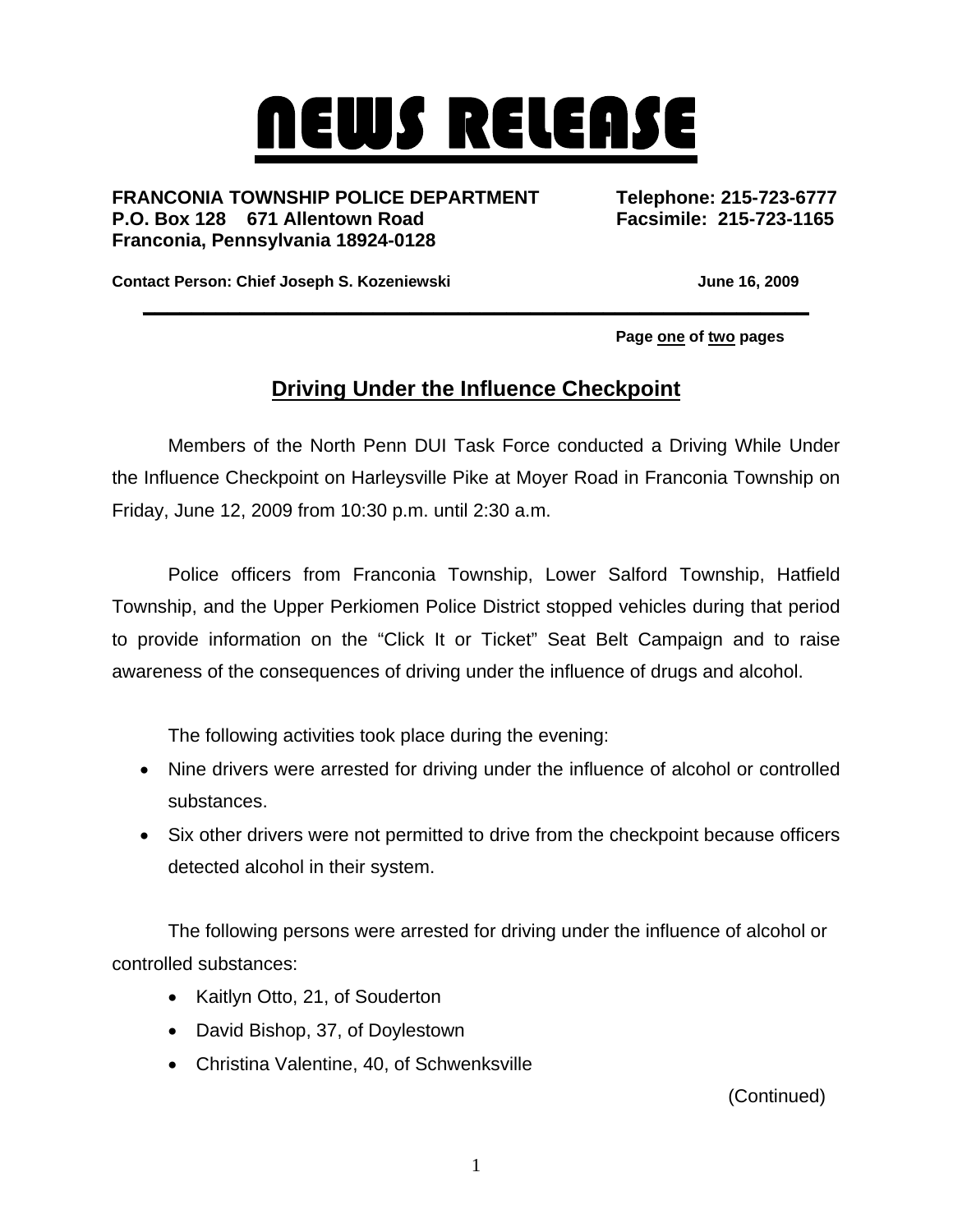# NEWS RELEASE

**FRANCONIA TOWNSHIP POLICE DEPARTMENT**
**P.O. Box 128 671 Allentown Road**
**Franconia, Pennsylvania 18924-0128**

**Telephone: 215-723-6777**
**Facsimile: 215-723-1165**

**Contact Person: Chief Joseph S. Kozeniewski**

**June 16, 2009**

**Page one of two pages**

## Driving Under the Influence Checkpoint

Members of the North Penn DUI Task Force conducted a Driving While Under the Influence Checkpoint on Harleysville Pike at Moyer Road in Franconia Township on Friday, June 12, 2009 from 10:30 p.m. until 2:30 a.m.

Police officers from Franconia Township, Lower Salford Township, Hatfield Township, and the Upper Perkiomen Police District stopped vehicles during that period to provide information on the "Click It or Ticket" Seat Belt Campaign and to raise awareness of the consequences of driving under the influence of drugs and alcohol.

The following activities took place during the evening:

- Nine drivers were arrested for driving under the influence of alcohol or controlled substances.
- Six other drivers were not permitted to drive from the checkpoint because officers detected alcohol in their system.

The following persons were arrested for driving under the influence of alcohol or controlled substances:

- Kaitlyn Otto, 21, of Souderton
- David Bishop, 37, of Doylestown
- Christina Valentine, 40, of Schwenksville

(Continued)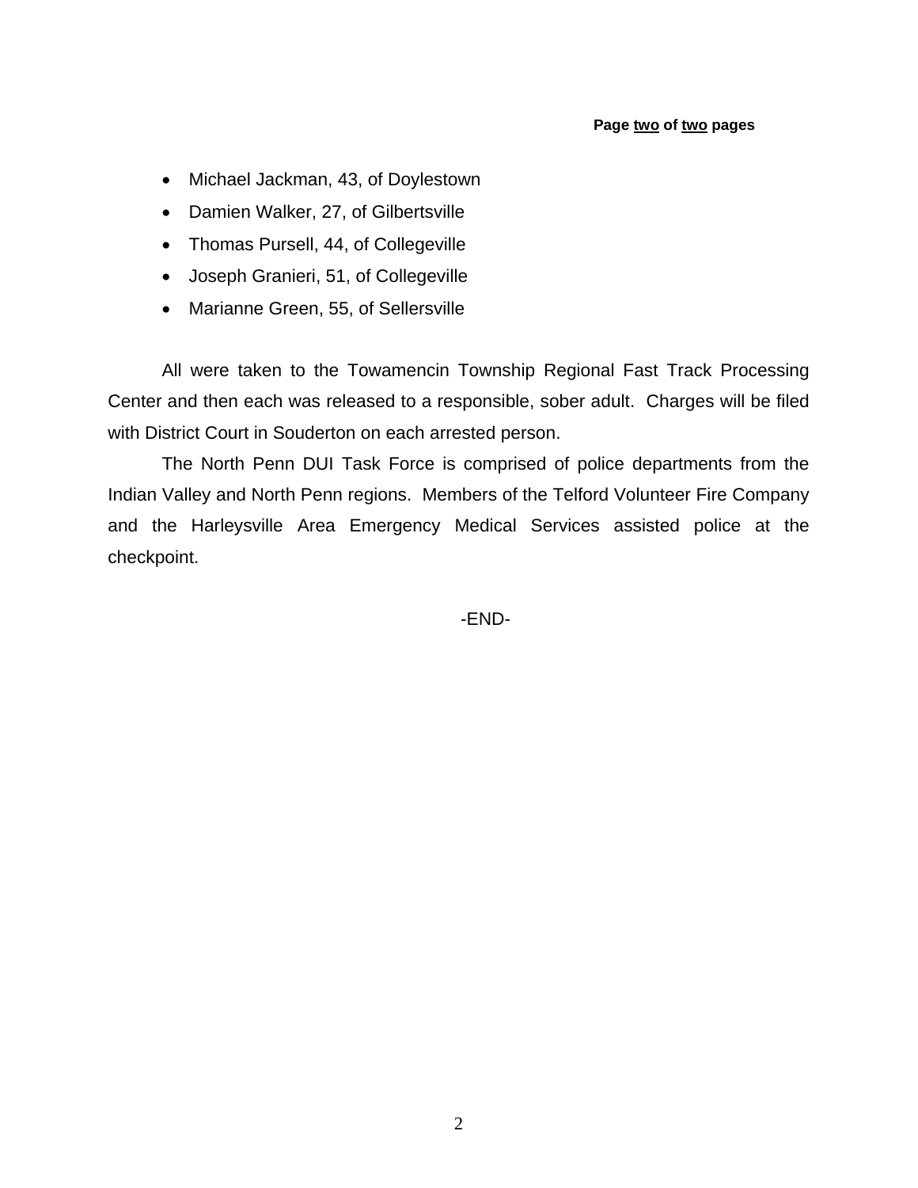- Michael Jackman, 43, of Doylestown
- Damien Walker, 27, of Gilbertsville
- Thomas Pursell, 44, of Collegeville
- Joseph Granieri, 51, of Collegeville
- Marianne Green, 55, of Sellersville

All were taken to the Towamencin Township Regional Fast Track Processing Center and then each was released to a responsible, sober adult. Charges will be filed with District Court in Souderton on each arrested person.

The North Penn DUI Task Force is comprised of police departments from the Indian Valley and North Penn regions. Members of the Telford Volunteer Fire Company and the Harleysville Area Emergency Medical Services assisted police at the checkpoint.

-END-